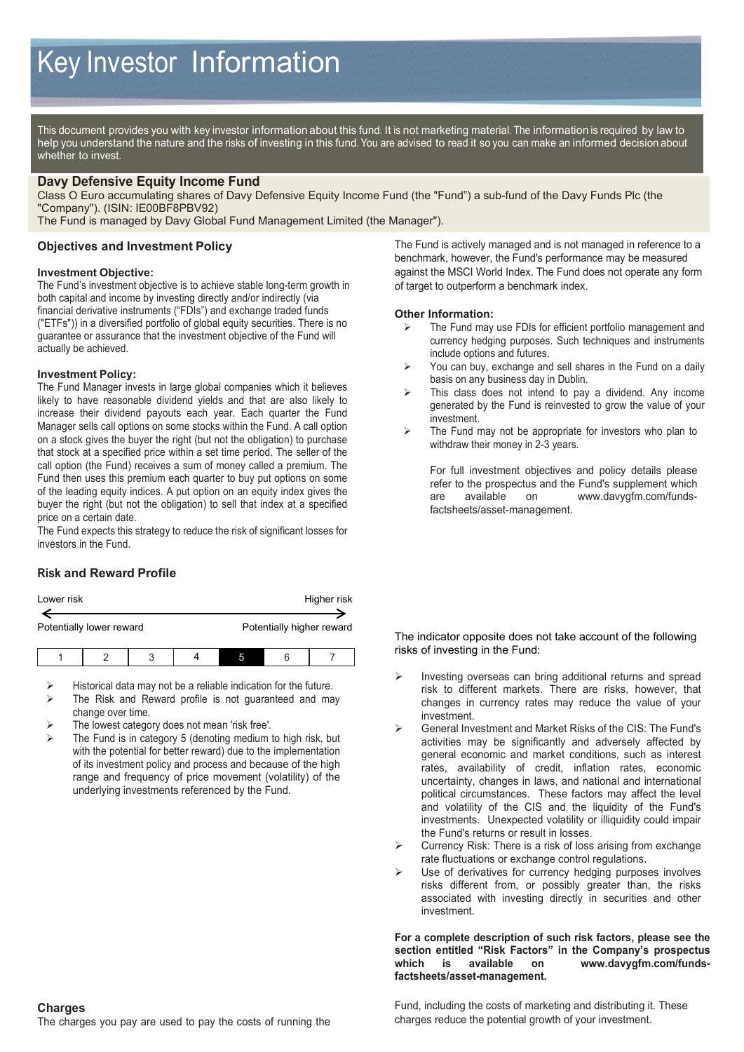# Key Investor Information

This document provides you with key investor information about this fund. It is not marketing material. The information is required by law to help you understand the nature and the risks of investing in this fund. You are advised to read it so you can make an informed decision about whether to invest.

## Davy Defensive Equity Income Fund

Class O Euro accumulating shares of Davy Defensive Equity Income Fund (the "Fund") a sub-fund of the Davy Funds Plc (the "Company"). (ISIN: IE00BF8PBV92)

The Fund is managed by Davy Global Fund Management Limited (the Manager").

## Objectives and Investment Policy

### Investment Objective:

The Fund's investment objective is to achieve stable long-term growth in both capital and income by investing directly and/or indirectly (via financial derivative instruments ("FDIs") and exchange traded funds ("ETFs")) in a diversified portfolio of global equity securities. There is no guarantee or assurance that the investment objective of the Fund will actually be achieved.

### Investment Policy:

The Fund Manager invests in large global companies which it believes likely to have reasonable dividend yields and that are also likely to increase their dividend payouts each year. Each quarter the Fund Manager sells call options on some stocks within the Fund. A call option on a stock gives the buyer the right (but not the obligation) to purchase that stock at a specified price within a set time period. The seller of the call option (the Fund) receives a sum of money called a premium. The Fund then uses this premium each quarter to buy put options on some of the leading equity indices. A put option on an equity index gives the buyer the right (but not the obligation) to sell that index at a specified price on a certain date.

The Fund expects this strategy to reduce the risk of significant losses for investors in the Fund.

The Fund is actively managed and is not managed in reference to a benchmark, however, the Fund's performance may be measured against the MSCI World Index. The Fund does not operate any form of target to outperform a benchmark index.

### Other Information:

- The Fund may use FDIs for efficient portfolio management and currency hedging purposes. Such techniques and instruments include options and futures.
- You can buy, exchange and sell shares in the Fund on a daily basis on any business day in Dublin.
- This class does not intend to pay a dividend. Any income generated by the Fund is reinvested to grow the value of your investment.
- The Fund may not be appropriate for investors who plan to withdraw their money in 2-3 years.

  For full investment objectives and policy details please refer to the prospectus and the Fund's supplement which are available on www.davygfm.com/funds-factsheets/asset-management.

## Risk and Reward Profile

Lower risk ← → Higher risk

Potentially lower reward — Potentially higher reward

| 1 | 2 | 3 | 4 | **5** | 6 | 7 |
|---|---|---|---|---|---|---|

- Historical data may not be a reliable indication for the future.
- The Risk and Reward profile is not guaranteed and may change over time.
- The lowest category does not mean 'risk free'.
- The Fund is in category 5 (denoting medium to high risk, but with the potential for better reward) due to the implementation of its investment policy and process and because of the high range and frequency of price movement (volatility) of the underlying investments referenced by the Fund.

The indicator opposite does not take account of the following risks of investing in the Fund:

- Investing overseas can bring additional returns and spread risk to different markets. There are risks, however, that changes in currency rates may reduce the value of your investment.
- General Investment and Market Risks of the CIS: The Fund's activities may be significantly and adversely affected by general economic and market conditions, such as interest rates, availability of credit, inflation rates, economic uncertainty, changes in laws, and national and international political circumstances. These factors may affect the level and volatility of the CIS and the liquidity of the Fund's investments. Unexpected volatility or illiquidity could impair the Fund's returns or result in losses.
- Currency Risk: There is a risk of loss arising from exchange rate fluctuations or exchange control regulations.
- Use of derivatives for currency hedging purposes involves risks different from, or possibly greater than, the risks associated with investing directly in securities and other investment.

**For a complete description of such risk factors, please see the section entitled "Risk Factors" in the Company's prospectus which is available on www.davygfm.com/funds-factsheets/asset-management.**

## Charges

The charges you pay are used to pay the costs of running the Fund, including the costs of marketing and distributing it. These charges reduce the potential growth of your investment.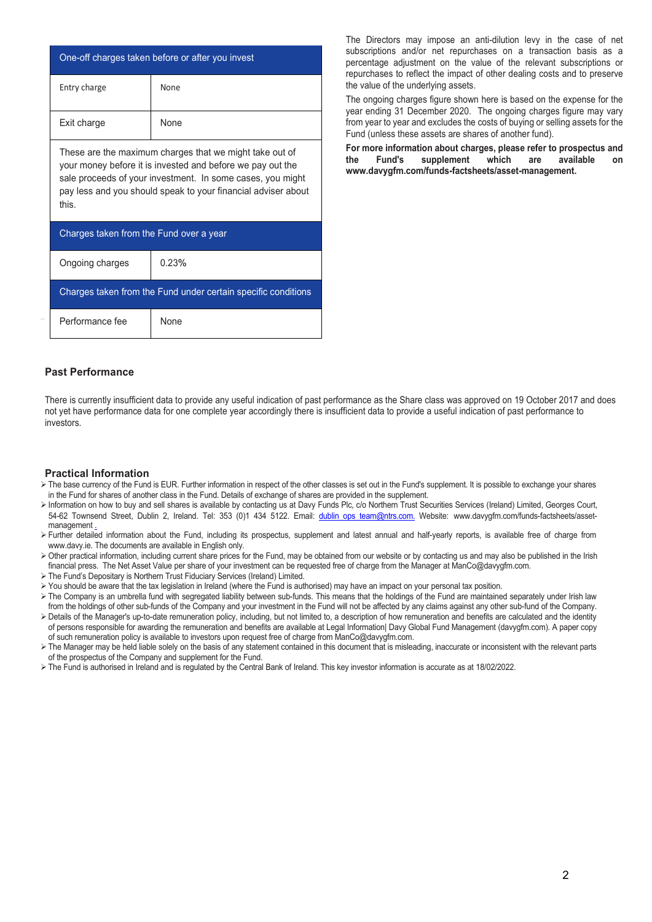| One-off charges taken before or after you invest | |
|---|---|
| Entry charge | None |
| Exit charge | None |
| These are the maximum charges that we might take out of your money before it is invested and before we pay out the sale proceeds of your investment. In some cases, you might pay less and you should speak to your financial adviser about this. | |
| **Charges taken from the Fund over a year** | |
| Ongoing charges | 0.23% |
| **Charges taken from the Fund under certain specific conditions** | |
| Performance fee | None |

The Directors may impose an anti-dilution levy in the case of net subscriptions and/or net repurchases on a transaction basis as a percentage adjustment on the value of the relevant subscriptions or repurchases to reflect the impact of other dealing costs and to preserve the value of the underlying assets.

The ongoing charges figure shown here is based on the expense for the year ending 31 December 2020. The ongoing charges figure may vary from year to year and excludes the costs of buying or selling assets for the Fund (unless these assets are shares of another fund).

**For more information about charges, please refer to prospectus and the Fund's supplement which are available on www.davygfm.com/funds-factsheets/asset-management.**

## Past Performance

There is currently insufficient data to provide any useful indication of past performance as the Share class was approved on 19 October 2017 and does not yet have performance data for one complete year accordingly there is insufficient data to provide a useful indication of past performance to investors.

## Practical Information

- The base currency of the Fund is EUR. Further information in respect of the other classes is set out in the Fund's supplement. It is possible to exchange your shares in the Fund for shares of another class in the Fund. Details of exchange of shares are provided in the supplement.
- Information on how to buy and sell shares is available by contacting us at Davy Funds Plc, c/o Northern Trust Securities Services (Ireland) Limited, Georges Court, 54-62 Townsend Street, Dublin 2, Ireland. Tel: 353 (0)1 434 5122. Email: dublin_ops_team@ntrs.com. Website: www.davygfm.com/funds-factsheets/asset-management .
- Further detailed information about the Fund, including its prospectus, supplement and latest annual and half-yearly reports, is available free of charge from www.davy.ie. The documents are available in English only.
- Other practical information, including current share prices for the Fund, may be obtained from our website or by contacting us and may also be published in the Irish financial press. The Net Asset Value per share of your investment can be requested free of charge from the Manager at ManCo@davygfm.com.
- The Fund's Depositary is Northern Trust Fiduciary Services (Ireland) Limited.
- You should be aware that the tax legislation in Ireland (where the Fund is authorised) may have an impact on your personal tax position.
- The Company is an umbrella fund with segregated liability between sub-funds. This means that the holdings of the Fund are maintained separately under Irish law from the holdings of other sub-funds of the Company and your investment in the Fund will not be affected by any claims against any other sub-fund of the Company.
- Details of the Manager's up-to-date remuneration policy, including, but not limited to, a description of how remuneration and benefits are calculated and the identity of persons responsible for awarding the remuneration and benefits are available at Legal Information| Davy Global Fund Management (davygfm.com). A paper copy of such remuneration policy is available to investors upon request free of charge from ManCo@davygfm.com.
- The Manager may be held liable solely on the basis of any statement contained in this document that is misleading, inaccurate or inconsistent with the relevant parts of the prospectus of the Company and supplement for the Fund.
- The Fund is authorised in Ireland and is regulated by the Central Bank of Ireland. This key investor information is accurate as at 18/02/2022.